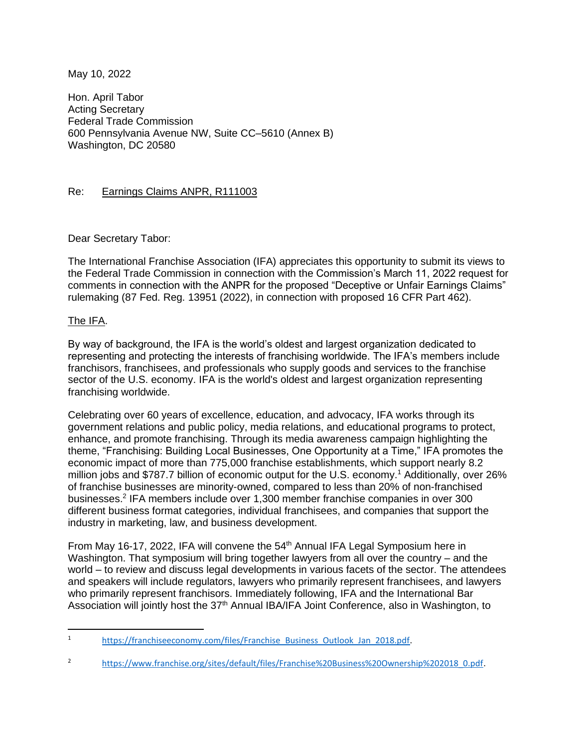May 10, 2022

Hon. April Tabor
Acting Secretary
Federal Trade Commission
600 Pennsylvania Avenue NW, Suite CC–5610 (Annex B)
Washington, DC 20580

Re: Earnings Claims ANPR, R111003

Dear Secretary Tabor:

The International Franchise Association (IFA) appreciates this opportunity to submit its views to the Federal Trade Commission in connection with the Commission's March 11, 2022 request for comments in connection with the ANPR for the proposed "Deceptive or Unfair Earnings Claims" rulemaking (87 Fed. Reg. 13951 (2022), in connection with proposed 16 CFR Part 462).

The IFA.

By way of background, the IFA is the world's oldest and largest organization dedicated to representing and protecting the interests of franchising worldwide. The IFA's members include franchisors, franchisees, and professionals who supply goods and services to the franchise sector of the U.S. economy. IFA is the world's oldest and largest organization representing franchising worldwide.

Celebrating over 60 years of excellence, education, and advocacy, IFA works through its government relations and public policy, media relations, and educational programs to protect, enhance, and promote franchising. Through its media awareness campaign highlighting the theme, "Franchising: Building Local Businesses, One Opportunity at a Time," IFA promotes the economic impact of more than 775,000 franchise establishments, which support nearly 8.2 million jobs and $787.7 billion of economic output for the U.S. economy.[1] Additionally, over 26% of franchise businesses are minority-owned, compared to less than 20% of non-franchised businesses.[2] IFA members include over 1,300 member franchise companies in over 300 different business format categories, individual franchisees, and companies that support the industry in marketing, law, and business development.

From May 16-17, 2022, IFA will convene the 54th Annual IFA Legal Symposium here in Washington. That symposium will bring together lawyers from all over the country – and the world – to review and discuss legal developments in various facets of the sector. The attendees and speakers will include regulators, lawyers who primarily represent franchisees, and lawyers who primarily represent franchisors. Immediately following, IFA and the International Bar Association will jointly host the 37th Annual IBA/IFA Joint Conference, also in Washington, to

---

[1] https://franchiseeconomy.com/files/Franchise_Business_Outlook_Jan_2018.pdf.

[2] https://www.franchise.org/sites/default/files/Franchise%20Business%20Ownership%202018_0.pdf.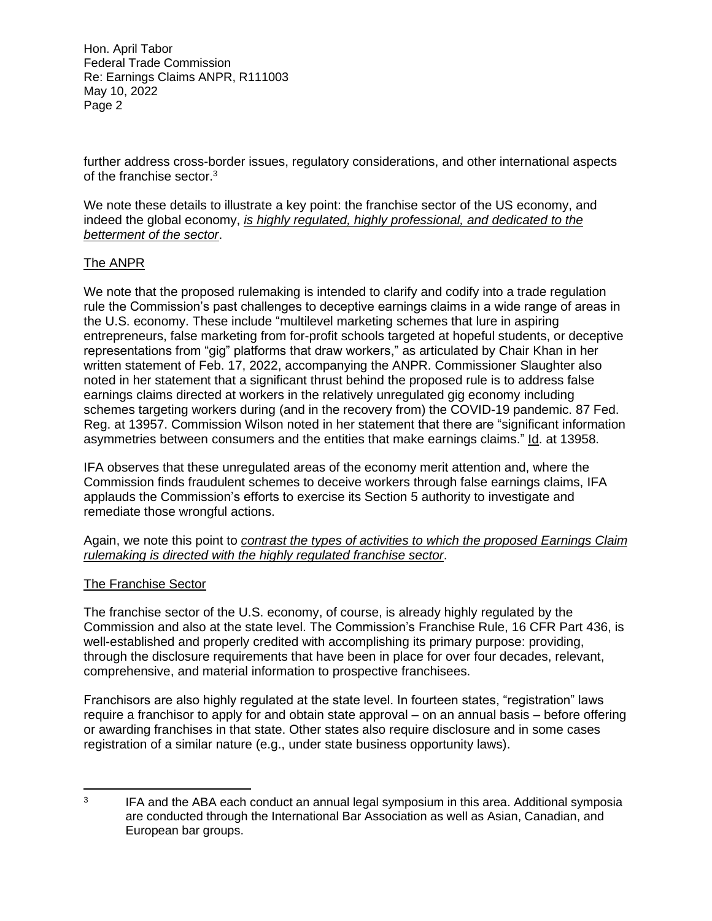further address cross-border issues, regulatory considerations, and other international aspects of the franchise sector.[3]

We note these details to illustrate a key point: the franchise sector of the US economy, and indeed the global economy, *is highly regulated, highly professional, and dedicated to the betterment of the sector*.

## The ANPR

We note that the proposed rulemaking is intended to clarify and codify into a trade regulation rule the Commission's past challenges to deceptive earnings claims in a wide range of areas in the U.S. economy. These include "multilevel marketing schemes that lure in aspiring entrepreneurs, false marketing from for-profit schools targeted at hopeful students, or deceptive representations from "gig" platforms that draw workers," as articulated by Chair Khan in her written statement of Feb. 17, 2022, accompanying the ANPR. Commissioner Slaughter also noted in her statement that a significant thrust behind the proposed rule is to address false earnings claims directed at workers in the relatively unregulated gig economy including schemes targeting workers during (and in the recovery from) the COVID-19 pandemic. 87 Fed. Reg. at 13957. Commission Wilson noted in her statement that there are "significant information asymmetries between consumers and the entities that make earnings claims." Id. at 13958.

IFA observes that these unregulated areas of the economy merit attention and, where the Commission finds fraudulent schemes to deceive workers through false earnings claims, IFA applauds the Commission's efforts to exercise its Section 5 authority to investigate and remediate those wrongful actions.

Again, we note this point to *contrast the types of activities to which the proposed Earnings Claim rulemaking is directed with the highly regulated franchise sector*.

## The Franchise Sector

The franchise sector of the U.S. economy, of course, is already highly regulated by the Commission and also at the state level. The Commission's Franchise Rule, 16 CFR Part 436, is well-established and properly credited with accomplishing its primary purpose: providing, through the disclosure requirements that have been in place for over four decades, relevant, comprehensive, and material information to prospective franchisees.

Franchisors are also highly regulated at the state level. In fourteen states, "registration" laws require a franchisor to apply for and obtain state approval – on an annual basis – before offering or awarding franchises in that state. Other states also require disclosure and in some cases registration of a similar nature (e.g., under state business opportunity laws).

---

[3] IFA and the ABA each conduct an annual legal symposium in this area. Additional symposia are conducted through the International Bar Association as well as Asian, Canadian, and European bar groups.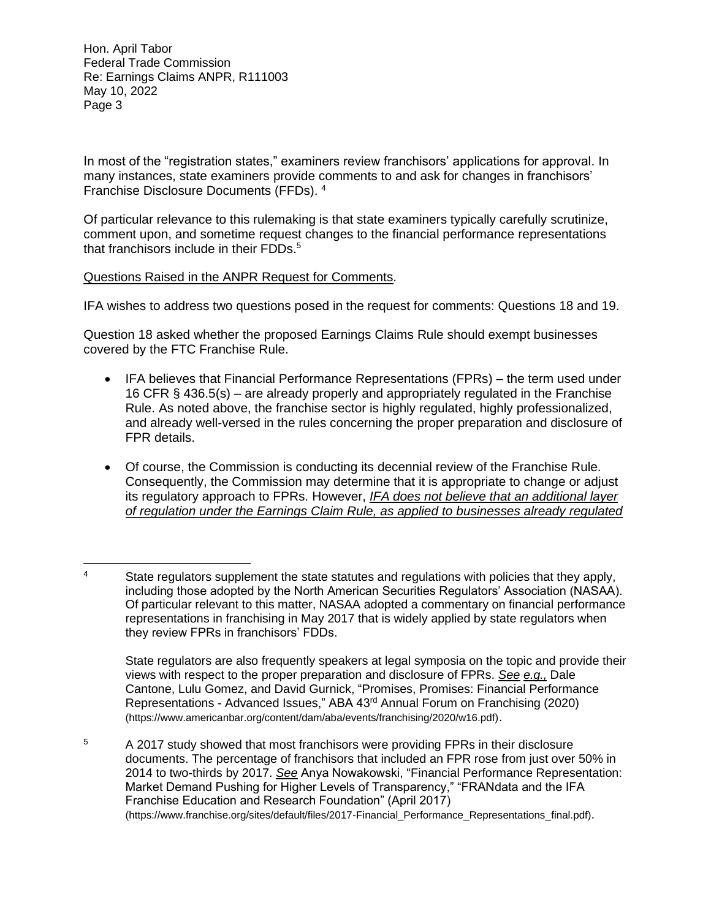In most of the "registration states," examiners review franchisors' applications for approval. In many instances, state examiners provide comments to and ask for changes in franchisors' Franchise Disclosure Documents (FFDs).[4]

Of particular relevance to this rulemaking is that state examiners typically carefully scrutinize, comment upon, and sometime request changes to the financial performance representations that franchisors include in their FDDs.[5]

<u>Questions Raised in the ANPR Request for Comments</u>.

IFA wishes to address two questions posed in the request for comments: Questions 18 and 19.

Question 18 asked whether the proposed Earnings Claims Rule should exempt businesses covered by the FTC Franchise Rule.

- IFA believes that Financial Performance Representations (FPRs) – the term used under 16 CFR § 436.5(s) – are already properly and appropriately regulated in the Franchise Rule. As noted above, the franchise sector is highly regulated, highly professionalized, and already well-versed in the rules concerning the proper preparation and disclosure of FPR details.
- Of course, the Commission is conducting its decennial review of the Franchise Rule. Consequently, the Commission may determine that it is appropriate to change or adjust its regulatory approach to FPRs. However, <u>*IFA does not believe that an additional layer of regulation under the Earnings Claim Rule, as applied to businesses already regulated*</u>

---

[4] State regulators supplement the state statutes and regulations with policies that they apply, including those adopted by the North American Securities Regulators' Association (NASAA). Of particular relevant to this matter, NASAA adopted a commentary on financial performance representations in franchising in May 2017 that is widely applied by state regulators when they review FPRs in franchisors' FDDs.

State regulators are also frequently speakers at legal symposia on the topic and provide their views with respect to the proper preparation and disclosure of FPRs. <u>*See e.g.,*</u> Dale Cantone, Lulu Gomez, and David Gurnick, "Promises, Promises: Financial Performance Representations - Advanced Issues," ABA 43rd Annual Forum on Franchising (2020) (https://www.americanbar.org/content/dam/aba/events/franchising/2020/w16.pdf).

[5] A 2017 study showed that most franchisors were providing FPRs in their disclosure documents. The percentage of franchisors that included an FPR rose from just over 50% in 2014 to two-thirds by 2017. <u>*See*</u> Anya Nowakowski, "Financial Performance Representation: Market Demand Pushing for Higher Levels of Transparency," "FRANdata and the IFA Franchise Education and Research Foundation" (April 2017) (https://www.franchise.org/sites/default/files/2017-Financial_Performance_Representations_final.pdf).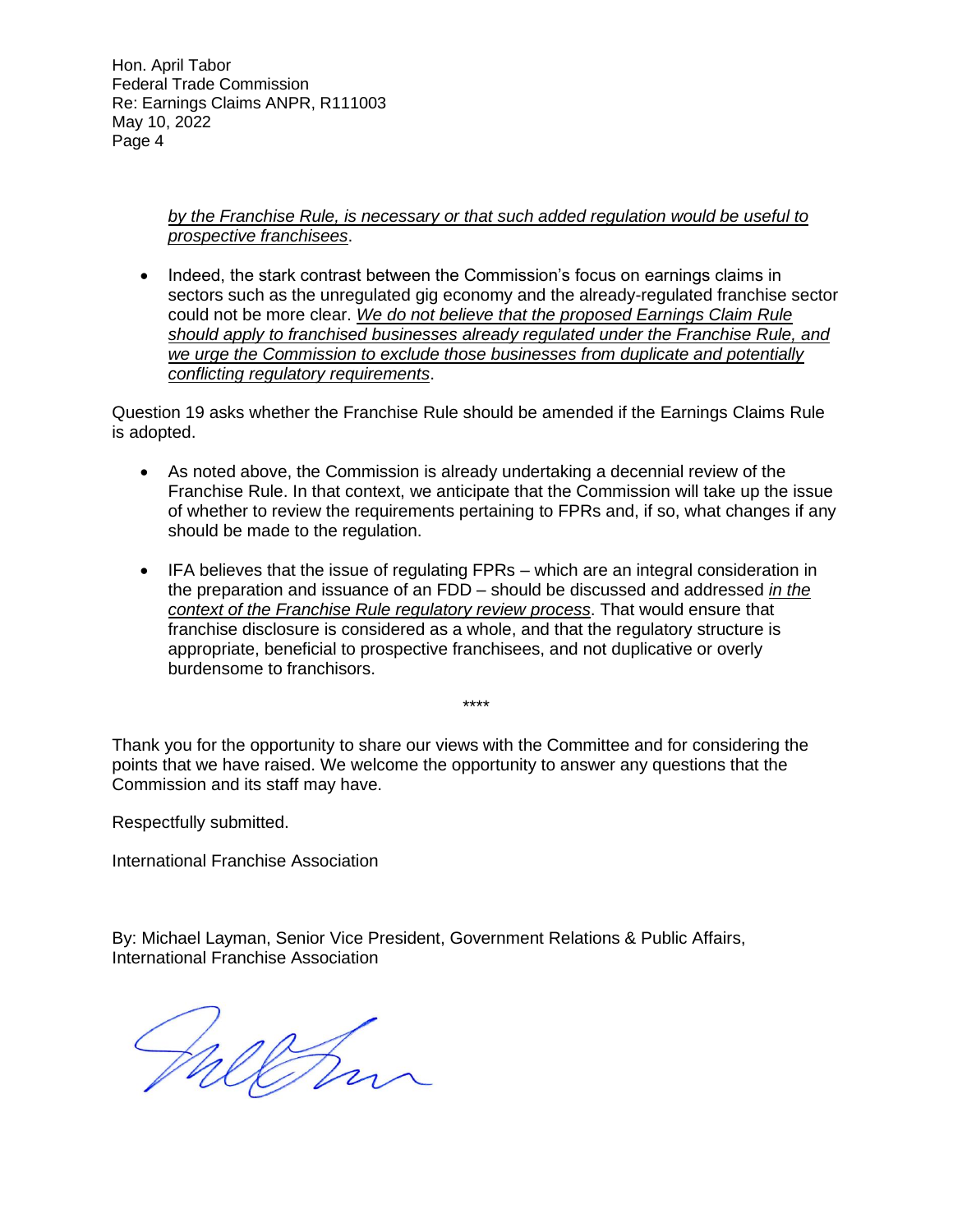*by the Franchise Rule, is necessary or that such added regulation would be useful to prospective franchisees*.

- Indeed, the stark contrast between the Commission's focus on earnings claims in sectors such as the unregulated gig economy and the already-regulated franchise sector could not be more clear. *We do not believe that the proposed Earnings Claim Rule should apply to franchised businesses already regulated under the Franchise Rule, and we urge the Commission to exclude those businesses from duplicate and potentially conflicting regulatory requirements*.

Question 19 asks whether the Franchise Rule should be amended if the Earnings Claims Rule is adopted.

- As noted above, the Commission is already undertaking a decennial review of the Franchise Rule. In that context, we anticipate that the Commission will take up the issue of whether to review the requirements pertaining to FPRs and, if so, what changes if any should be made to the regulation.
- IFA believes that the issue of regulating FPRs – which are an integral consideration in the preparation and issuance of an FDD – should be discussed and addressed *in the context of the Franchise Rule regulatory review process*. That would ensure that franchise disclosure is considered as a whole, and that the regulatory structure is appropriate, beneficial to prospective franchisees, and not duplicative or overly burdensome to franchisors.

\*\*\*\*

Thank you for the opportunity to share our views with the Committee and for considering the points that we have raised. We welcome the opportunity to answer any questions that the Commission and its staff may have.

Respectfully submitted.

International Franchise Association

By: Michael Layman, Senior Vice President, Government Relations & Public Affairs, International Franchise Association